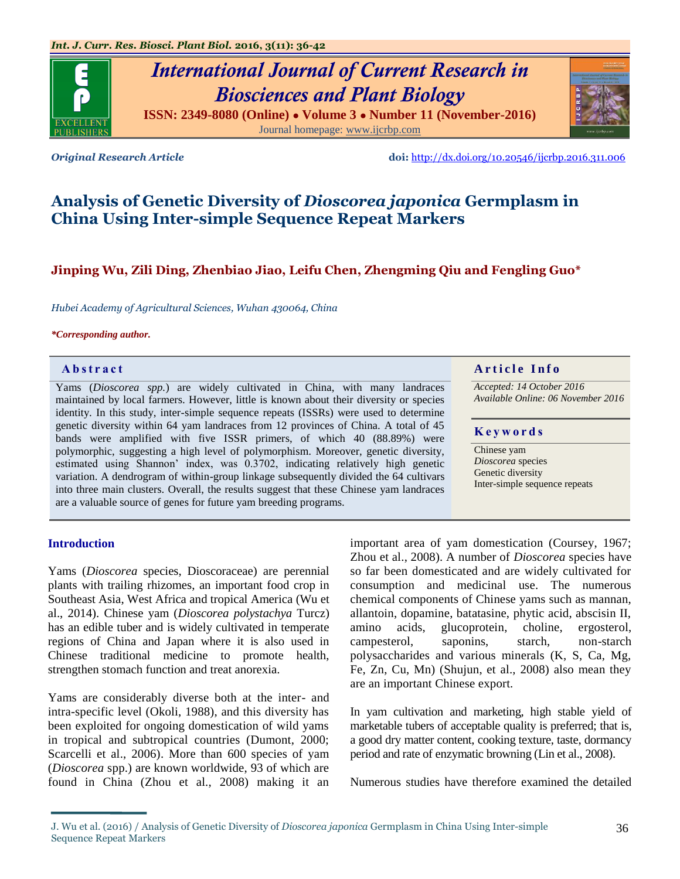*Original Research Article*

doi: http://dx.doi.org/10.20546/ijcrbp.2016.311.006

# Analysis of Genetic Diversity of *Dioscorea japonica* Germplasm in China Using Inter-simple Sequence Repeat Markers

**Jinping Wu, Zili Ding, Zhenbiao Jiao, Leifu Chen, Zhengming Qiu and Fengling Guo***

*Hubei Academy of Agricultural Sciences, Wuhan 430064, China*

***Corresponding author.**

## Abstract

Yams (*Dioscorea spp.*) are widely cultivated in China, with many landraces maintained by local farmers. However, little is known about their diversity or species identity. In this study, inter-simple sequence repeats (ISSRs) were used to determine genetic diversity within 64 yam landraces from 12 provinces of China. A total of 45 bands were amplified with five ISSR primers, of which 40 (88.89%) were polymorphic, suggesting a high level of polymorphism. Moreover, genetic diversity, estimated using Shannon' index, was 0.3702, indicating relatively high genetic variation. A dendrogram of within-group linkage subsequently divided the 64 cultivars into three main clusters. Overall, the results suggest that these Chinese yam landraces are a valuable source of genes for future yam breeding programs.

## Article Info

*Accepted: 14 October 2016*
*Available Online: 06 November 2016*

## Keywords

Chinese yam
*Dioscorea* species
Genetic diversity
Inter-simple sequence repeats

## Introduction

Yams (*Dioscorea* species, Dioscoraceae) are perennial plants with trailing rhizomes, an important food crop in Southeast Asia, West Africa and tropical America (Wu et al., 2014). Chinese yam (*Dioscorea polystachya* Turcz) has an edible tuber and is widely cultivated in temperate regions of China and Japan where it is also used in Chinese traditional medicine to promote health, strengthen stomach function and treat anorexia.

Yams are considerably diverse both at the inter- and intra-specific level (Okoli, 1988), and this diversity has been exploited for ongoing domestication of wild yams in tropical and subtropical countries (Dumont, 2000; Scarcelli et al., 2006). More than 600 species of yam (*Dioscorea* spp.) are known worldwide, 93 of which are found in China (Zhou et al., 2008) making it an important area of yam domestication (Coursey, 1967; Zhou et al., 2008). A number of *Dioscorea* species have so far been domesticated and are widely cultivated for consumption and medicinal use. The numerous chemical components of Chinese yams such as mannan, allantoin, dopamine, batatasine, phytic acid, abscisin II, amino acids, glucoprotein, choline, ergosterol, campesterol, saponins, starch, non-starch polysaccharides and various minerals (K, S, Ca, Mg, Fe, Zn, Cu, Mn) (Shujun, et al., 2008) also mean they are an important Chinese export.

In yam cultivation and marketing, high stable yield of marketable tubers of acceptable quality is preferred; that is, a good dry matter content, cooking texture, taste, dormancy period and rate of enzymatic browning (Lin et al., 2008).

Numerous studies have therefore examined the detailed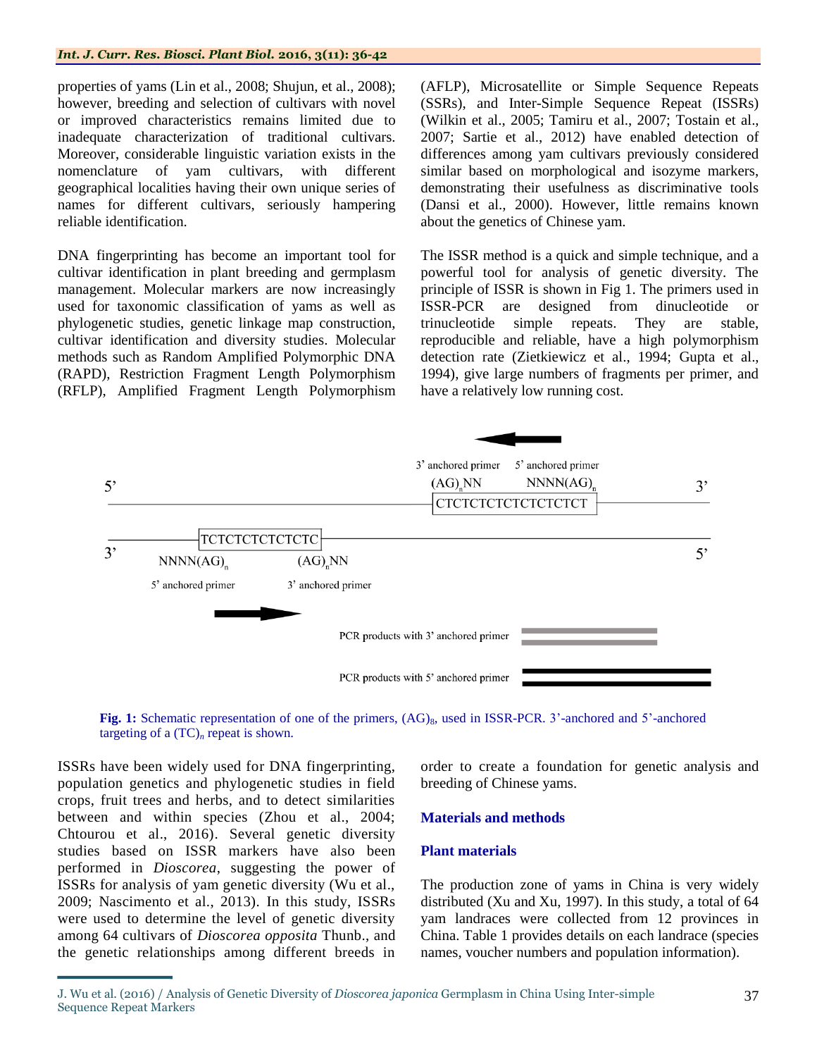properties of yams (Lin et al., 2008; Shujun, et al., 2008); however, breeding and selection of cultivars with novel or improved characteristics remains limited due to inadequate characterization of traditional cultivars. Moreover, considerable linguistic variation exists in the nomenclature of yam cultivars, with different geographical localities having their own unique series of names for different cultivars, seriously hampering reliable identification.

DNA fingerprinting has become an important tool for cultivar identification in plant breeding and germplasm management. Molecular markers are now increasingly used for taxonomic classification of yams as well as phylogenetic studies, genetic linkage map construction, cultivar identification and diversity studies. Molecular methods such as Random Amplified Polymorphic DNA (RAPD), Restriction Fragment Length Polymorphism (RFLP), Amplified Fragment Length Polymorphism (AFLP), Microsatellite or Simple Sequence Repeats (SSRs), and Inter-Simple Sequence Repeat (ISSRs) (Wilkin et al., 2005; Tamiru et al., 2007; Tostain et al., 2007; Sartie et al., 2012) have enabled detection of differences among yam cultivars previously considered similar based on morphological and isozyme markers, demonstrating their usefulness as discriminative tools (Dansi et al., 2000). However, little remains known about the genetics of Chinese yam.

The ISSR method is a quick and simple technique, and a powerful tool for analysis of genetic diversity. The principle of ISSR is shown in Fig 1. The primers used in ISSR-PCR are designed from dinucleotide or trinucleotide simple repeats. They are stable, reproducible and reliable, have a high polymorphism detection rate (Zietkiewicz et al., 1994; Gupta et al., 1994), give large numbers of fragments per primer, and have a relatively low running cost.

**Fig. 1:** Schematic representation of one of the primers, $(AG)_8$, used in ISSR-PCR. 3'-anchored and 5'-anchored targeting of a $(TC)_n$ repeat is shown.

ISSRs have been widely used for DNA fingerprinting, population genetics and phylogenetic studies in field crops, fruit trees and herbs, and to detect similarities between and within species (Zhou et al., 2004; Chtourou et al., 2016). Several genetic diversity studies based on ISSR markers have also been performed in *Dioscorea*, suggesting the power of ISSRs for analysis of yam genetic diversity (Wu et al., 2009; Nascimento et al., 2013). In this study, ISSRs were used to determine the level of genetic diversity among 64 cultivars of *Dioscorea opposita* Thunb., and the genetic relationships among different breeds in order to create a foundation for genetic analysis and breeding of Chinese yams.

## Materials and methods

### Plant materials

The production zone of yams in China is very widely distributed (Xu and Xu, 1997). In this study, a total of 64 yam landraces were collected from 12 provinces in China. Table 1 provides details on each landrace (species names, voucher numbers and population information).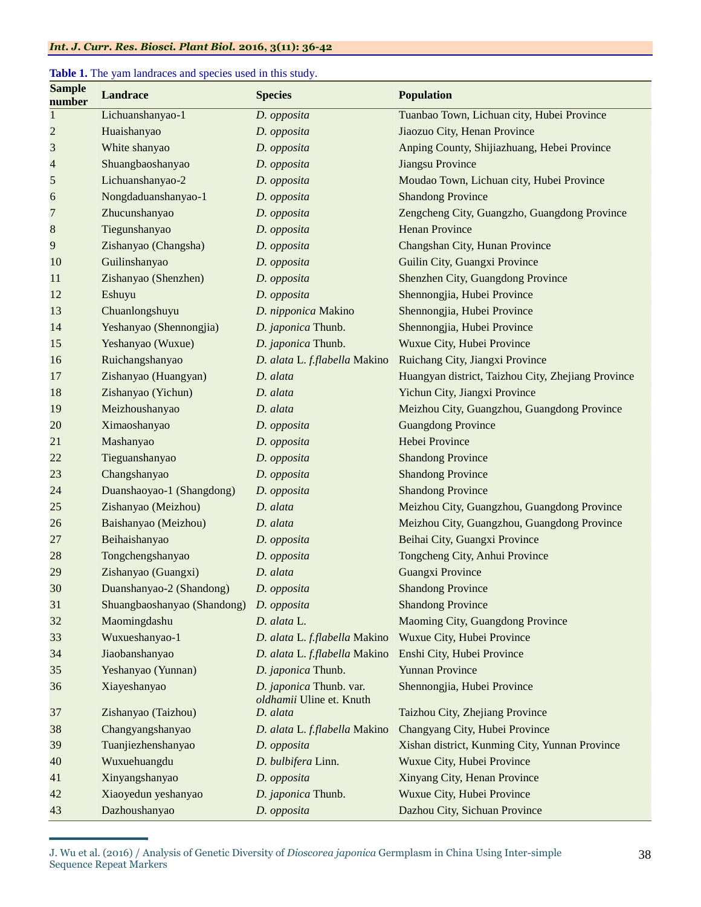**Table 1.** The yam landraces and species used in this study.

| Sample number | Landrace | Species | Population |
|---|---|---|---|
| 1 | Lichuanshanyao-1 | *D. opposita* | Tuanbao Town, Lichuan city, Hubei Province |
| 2 | Huaishanyao | *D. opposita* | Jiaozuo City, Henan Province |
| 3 | White shanyao | *D. opposita* | Anping County, Shijiazhuang, Hebei Province |
| 4 | Shuangbaoshanyao | *D. opposita* | Jiangsu Province |
| 5 | Lichuanshanyao-2 | *D. opposita* | Moudao Town, Lichuan city, Hubei Province |
| 6 | Nongdaduanshanyao-1 | *D. opposita* | Shandong Province |
| 7 | Zhucunshanyao | *D. opposita* | Zengcheng City, Guangzho, Guangdong Province |
| 8 | Tiegunshanyao | *D. opposita* | Henan Province |
| 9 | Zishanyao (Changsha) | *D. opposita* | Changshan City, Hunan Province |
| 10 | Guilinshanyao | *D. opposita* | Guilin City, Guangxi Province |
| 11 | Zishanyao (Shenzhen) | *D. opposita* | Shenzhen City, Guangdong Province |
| 12 | Eshuyu | *D. opposita* | Shennongjia, Hubei Province |
| 13 | Chuanlongshuyu | *D. nipponica* Makino | Shennongjia, Hubei Province |
| 14 | Yeshanyao (Shennongjia) | *D. japonica* Thunb. | Shennongjia, Hubei Province |
| 15 | Yeshanyao (Wuxue) | *D. japonica* Thunb. | Wuxue City, Hubei Province |
| 16 | Ruichangshanyao | *D. alata* L. *f.flabella* Makino | Ruichang City, Jiangxi Province |
| 17 | Zishanyao (Huangyan) | *D. alata* | Huangyan district, Taizhou City, Zhejiang Province |
| 18 | Zishanyao (Yichun) | *D. alata* | Yichun City, Jiangxi Province |
| 19 | Meizhoushanyao | *D. alata* | Meizhou City, Guangzhou, Guangdong Province |
| 20 | Ximaoshanyao | *D. opposita* | Guangdong Province |
| 21 | Mashanyao | *D. opposita* | Hebei Province |
| 22 | Tieguanshanyao | *D. opposita* | Shandong Province |
| 23 | Changshanyao | *D. opposita* | Shandong Province |
| 24 | Duanshaoyao-1 (Shangdong) | *D. opposita* | Shandong Province |
| 25 | Zishanyao (Meizhou) | *D. alata* | Meizhou City, Guangzhou, Guangdong Province |
| 26 | Baishanyao (Meizhou) | *D. alata* | Meizhou City, Guangzhou, Guangdong Province |
| 27 | Beihaishanyao | *D. opposita* | Beihai City, Guangxi Province |
| 28 | Tongchengshanyao | *D. opposita* | Tongcheng City, Anhui Province |
| 29 | Zishanyao (Guangxi) | *D. alata* | Guangxi Province |
| 30 | Duanshanyao-2 (Shandong) | *D. opposita* | Shandong Province |
| 31 | Shuangbaoshanyao (Shandong) | *D. opposita* | Shandong Province |
| 32 | Maomingdashu | *D. alata* L. | Maoming City, Guangdong Province |
| 33 | Wuxueshanyao-1 | *D. alata* L. *f.flabella* Makino | Wuxue City, Hubei Province |
| 34 | Jiaobanshanyao | *D. alata* L. *f.flabella* Makino | Enshi City, Hubei Province |
| 35 | Yeshanyao (Yunnan) | *D. japonica* Thunb. | Yunnan Province |
| 36 | Xiayeshanyao | *D. japonica* Thunb. var. *oldhamii* Uline et. Knuth | Shennongjia, Hubei Province |
| 37 | Zishanyao (Taizhou) | *D. alata* | Taizhou City, Zhejiang Province |
| 38 | Changyangshanyao | *D. alata* L. *f.flabella* Makino | Changyang City, Hubei Province |
| 39 | Tuanjiezhenshanyao | *D. opposita* | Xishan district, Kunming City, Yunnan Province |
| 40 | Wuxuehuangdu | *D. bulbifera* Linn. | Wuxue City, Hubei Province |
| 41 | Xinyangshanyao | *D. opposita* | Xinyang City, Henan Province |
| 42 | Xiaoyedun yeshanyao | *D. japonica* Thunb. | Wuxue City, Hubei Province |
| 43 | Dazhoushanyao | *D. opposita* | Dazhou City, Sichuan Province |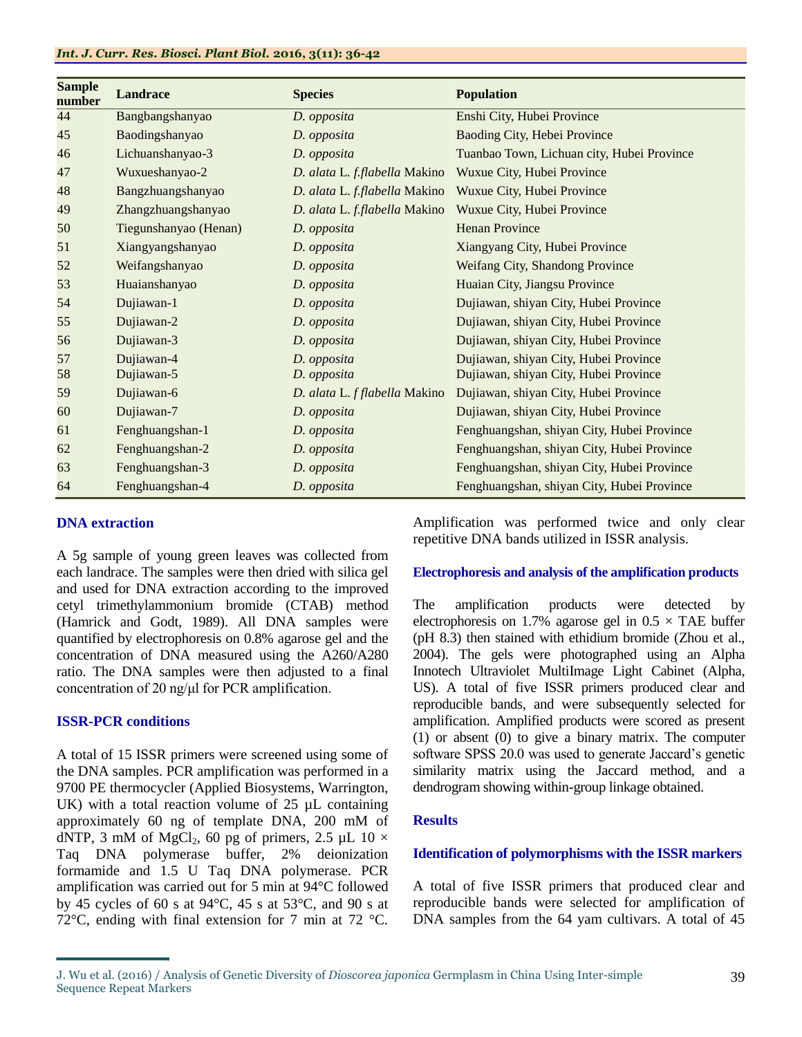| Sample number | Landrace | Species | Population |
|---|---|---|---|
| 44 | Bangbangshanyao | *D. opposita* | Enshi City, Hubei Province |
| 45 | Baodingshanyao | *D. opposita* | Baoding City, Hebei Province |
| 46 | Lichuanshanyao-3 | *D. opposita* | Tuanbao Town, Lichuan city, Hubei Province |
| 47 | Wuxueshanyao-2 | *D. alata* L. *f.flabella* Makino | Wuxue City, Hubei Province |
| 48 | Bangzhuangshanyao | *D. alata* L. *f.flabella* Makino | Wuxue City, Hubei Province |
| 49 | Zhangzhuangshanyao | *D. alata* L. *f.flabella* Makino | Wuxue City, Hubei Province |
| 50 | Tiegunshanyao (Henan) | *D. opposita* | Henan Province |
| 51 | Xiangyangshanyao | *D. opposita* | Xiangyang City, Hubei Province |
| 52 | Weifangshanyao | *D. opposita* | Weifang City, Shandong Province |
| 53 | Huaianshanyao | *D. opposita* | Huaian City, Jiangsu Province |
| 54 | Dujiawan-1 | *D. opposita* | Dujiawan, shiyan City, Hubei Province |
| 55 | Dujiawan-2 | *D. opposita* | Dujiawan, shiyan City, Hubei Province |
| 56 | Dujiawan-3 | *D. opposita* | Dujiawan, shiyan City, Hubei Province |
| 57 | Dujiawan-4 | *D. opposita* | Dujiawan, shiyan City, Hubei Province |
| 58 | Dujiawan-5 | *D. opposita* | Dujiawan, shiyan City, Hubei Province |
| 59 | Dujiawan-6 | *D. alata* L. *f flabella* Makino | Dujiawan, shiyan City, Hubei Province |
| 60 | Dujiawan-7 | *D. opposita* | Dujiawan, shiyan City, Hubei Province |
| 61 | Fenghuangshan-1 | *D. opposita* | Fenghuangshan, shiyan City, Hubei Province |
| 62 | Fenghuangshan-2 | *D. opposita* | Fenghuangshan, shiyan City, Hubei Province |
| 63 | Fenghuangshan-3 | *D. opposita* | Fenghuangshan, shiyan City, Hubei Province |
| 64 | Fenghuangshan-4 | *D. opposita* | Fenghuangshan, shiyan City, Hubei Province |

### DNA extraction

A 5g sample of young green leaves was collected from each landrace. The samples were then dried with silica gel and used for DNA extraction according to the improved cetyl trimethylammonium bromide (CTAB) method (Hamrick and Godt, 1989). All DNA samples were quantified by electrophoresis on 0.8% agarose gel and the concentration of DNA measured using the A260/A280 ratio. The DNA samples were then adjusted to a final concentration of 20 ng/μl for PCR amplification.

### ISSR-PCR conditions

A total of 15 ISSR primers were screened using some of the DNA samples. PCR amplification was performed in a 9700 PE thermocycler (Applied Biosystems, Warrington, UK) with a total reaction volume of 25 μL containing approximately 60 ng of template DNA, 200 mM of dNTP, 3 mM of $MgCl_2$, 60 pg of primers, 2.5 μL 10 × Taq DNA polymerase buffer, 2% deionization formamide and 1.5 U Taq DNA polymerase. PCR amplification was carried out for 5 min at 94°C followed by 45 cycles of 60 s at 94°C, 45 s at 53°C, and 90 s at 72°C, ending with final extension for 7 min at 72 °C. Amplification was performed twice and only clear repetitive DNA bands utilized in ISSR analysis.

### Electrophoresis and analysis of the amplification products

The amplification products were detected by electrophoresis on 1.7% agarose gel in 0.5 × TAE buffer (pH 8.3) then stained with ethidium bromide (Zhou et al., 2004). The gels were photographed using an Alpha Innotech Ultraviolet MultiImage Light Cabinet (Alpha, US). A total of five ISSR primers produced clear and reproducible bands, and were subsequently selected for amplification. Amplified products were scored as present (1) or absent (0) to give a binary matrix. The computer software SPSS 20.0 was used to generate Jaccard's genetic similarity matrix using the Jaccard method, and a dendrogram showing within-group linkage obtained.

## Results

### Identification of polymorphisms with the ISSR markers

A total of five ISSR primers that produced clear and reproducible bands were selected for amplification of DNA samples from the 64 yam cultivars. A total of 45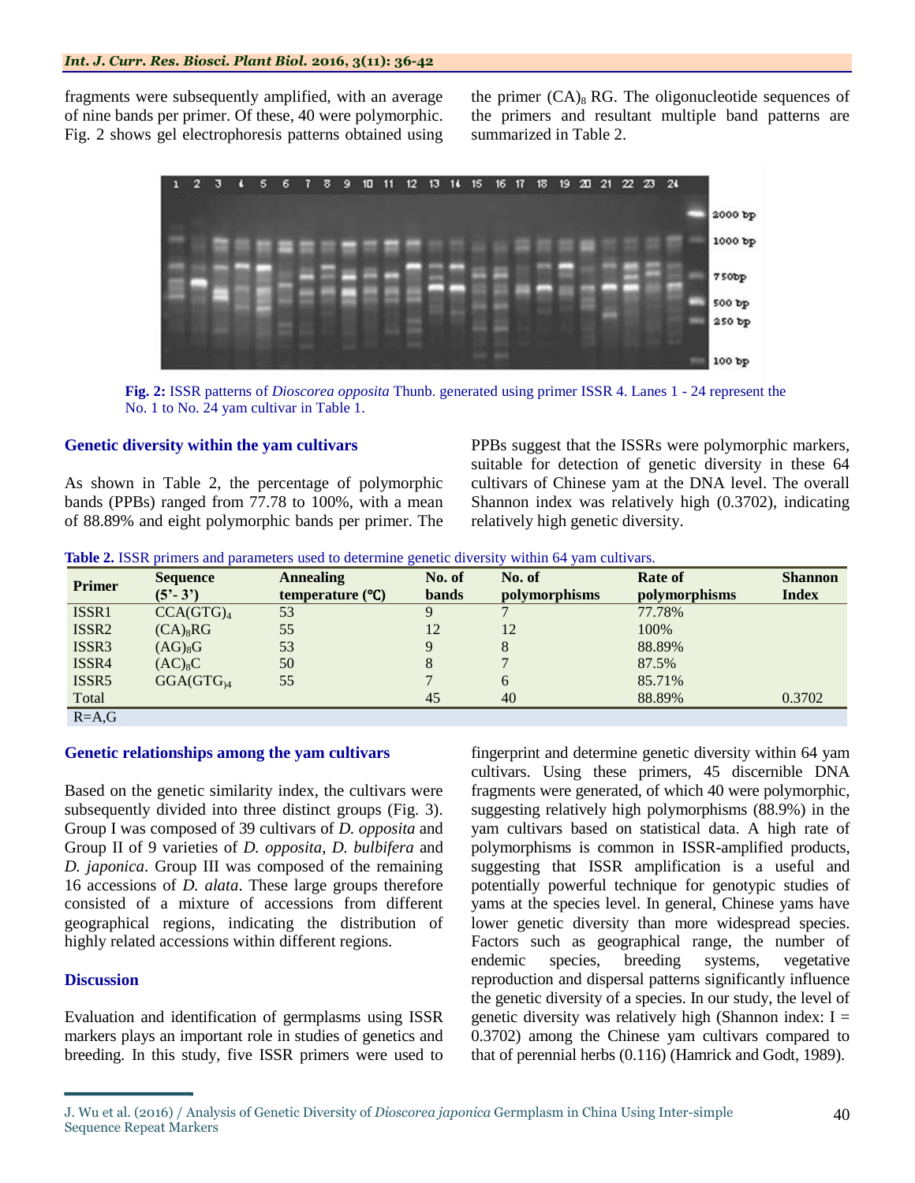fragments were subsequently amplified, with an average of nine bands per primer. Of these, 40 were polymorphic. Fig. 2 shows gel electrophoresis patterns obtained using the primer $(CA)_8$ RG. The oligonucleotide sequences of the primers and resultant multiple band patterns are summarized in Table 2.

**Fig. 2:** ISSR patterns of *Dioscorea opposita* Thunb. generated using primer ISSR 4. Lanes 1 - 24 represent the No. 1 to No. 24 yam cultivar in Table 1.

### Genetic diversity within the yam cultivars

As shown in Table 2, the percentage of polymorphic bands (PPBs) ranged from 77.78 to 100%, with a mean of 88.89% and eight polymorphic bands per primer. The PPBs suggest that the ISSRs were polymorphic markers, suitable for detection of genetic diversity in these 64 cultivars of Chinese yam at the DNA level. The overall Shannon index was relatively high (0.3702), indicating relatively high genetic diversity.

**Table 2.** ISSR primers and parameters used to determine genetic diversity within 64 yam cultivars.

| Primer | Sequence (5'- 3') | Annealing temperature (℃) | No. of bands | No. of polymorphisms | Rate of polymorphisms | Shannon Index |
|---|---|---|---|---|---|---|
| ISSR1 | $CCA(GTG)_4$ | 53 | 9 | 7 | 77.78% | |
| ISSR2 | $(CA)_8RG$ | 55 | 12 | 12 | 100% | |
| ISSR3 | $(AG)_8G$ | 53 | 9 | 8 | 88.89% | |
| ISSR4 | $(AC)_8C$ | 50 | 8 | 7 | 87.5% | |
| ISSR5 | $GGA(GTG)_4$ | 55 | 7 | 6 | 85.71% | |
| Total | | | 45 | 40 | 88.89% | 0.3702 |

R=A,G

### Genetic relationships among the yam cultivars

Based on the genetic similarity index, the cultivars were subsequently divided into three distinct groups (Fig. 3). Group I was composed of 39 cultivars of *D. opposita* and Group II of 9 varieties of *D. opposita*, *D. bulbifera* and *D. japonica*. Group III was composed of the remaining 16 accessions of *D. alata*. These large groups therefore consisted of a mixture of accessions from different geographical regions, indicating the distribution of highly related accessions within different regions.

### Discussion

Evaluation and identification of germplasms using ISSR markers plays an important role in studies of genetics and breeding. In this study, five ISSR primers were used to fingerprint and determine genetic diversity within 64 yam cultivars. Using these primers, 45 discernible DNA fragments were generated, of which 40 were polymorphic, suggesting relatively high polymorphisms (88.9%) in the yam cultivars based on statistical data. A high rate of polymorphisms is common in ISSR-amplified products, suggesting that ISSR amplification is a useful and potentially powerful technique for genotypic studies of yams at the species level. In general, Chinese yams have lower genetic diversity than more widespread species. Factors such as geographical range, the number of endemic species, breeding systems, vegetative reproduction and dispersal patterns significantly influence the genetic diversity of a species. In our study, the level of genetic diversity was relatively high (Shannon index: $I = 0.3702$) among the Chinese yam cultivars compared to that of perennial herbs (0.116) (Hamrick and Godt, 1989).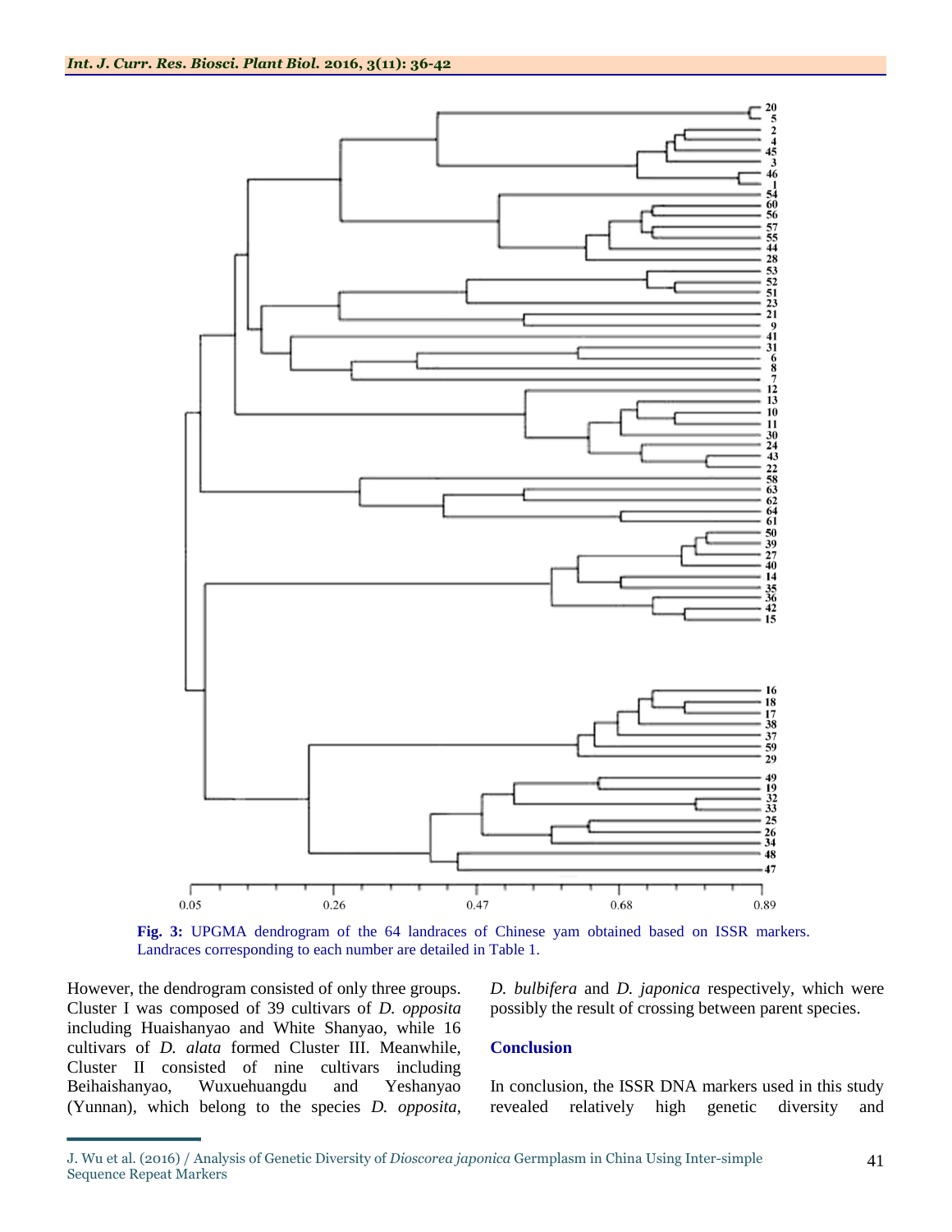**Fig. 3:** UPGMA dendrogram of the 64 landraces of Chinese yam obtained based on ISSR markers. Landraces corresponding to each number are detailed in Table 1.

However, the dendrogram consisted of only three groups. Cluster I was composed of 39 cultivars of *D. opposita* including Huaishanyao and White Shanyao, while 16 cultivars of *D. alata* formed Cluster III. Meanwhile, Cluster II consisted of nine cultivars including Beihaishanyao, Wuxuehuangdu and Yeshanyao (Yunnan), which belong to the species *D. opposita*, *D. bulbifera* and *D. japonica* respectively, which were possibly the result of crossing between parent species.

## Conclusion

In conclusion, the ISSR DNA markers used in this study revealed relatively high genetic diversity and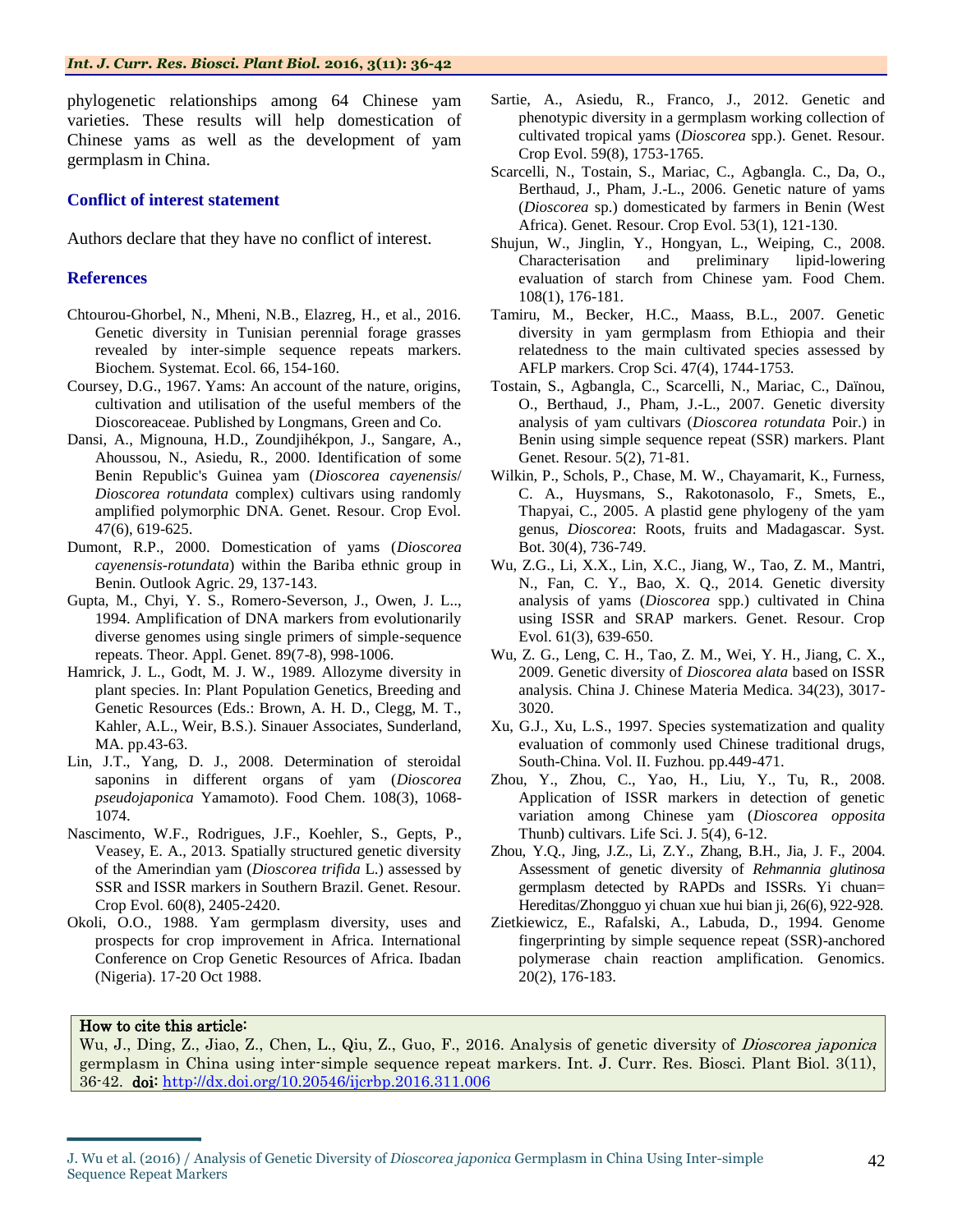phylogenetic relationships among 64 Chinese yam varieties. These results will help domestication of Chinese yams as well as the development of yam germplasm in China.

## Conflict of interest statement

Authors declare that they have no conflict of interest.

## References

Chtourou-Ghorbel, N., Mheni, N.B., Elazreg, H., et al., 2016. Genetic diversity in Tunisian perennial forage grasses revealed by inter-simple sequence repeats markers. Biochem. Systemat. Ecol. 66, 154-160.

Coursey, D.G., 1967. Yams: An account of the nature, origins, cultivation and utilisation of the useful members of the Dioscoreaceae. Published by Longmans, Green and Co.

Dansi, A., Mignouna, H.D., Zoundjihékpon, J., Sangare, A., Ahoussou, N., Asiedu, R., 2000. Identification of some Benin Republic's Guinea yam (*Dioscorea cayenensis*/ *Dioscorea rotundata* complex) cultivars using randomly amplified polymorphic DNA. Genet. Resour. Crop Evol. 47(6), 619-625.

Dumont, R.P., 2000. Domestication of yams (*Dioscorea cayenensis-rotundata*) within the Bariba ethnic group in Benin. Outlook Agric. 29, 137-143.

Gupta, M., Chyi, Y. S., Romero-Severson, J., Owen, J. L.., 1994. Amplification of DNA markers from evolutionarily diverse genomes using single primers of simple-sequence repeats. Theor. Appl. Genet. 89(7-8), 998-1006.

Hamrick, J. L., Godt, M. J. W., 1989. Allozyme diversity in plant species. In: Plant Population Genetics, Breeding and Genetic Resources (Eds.: Brown, A. H. D., Clegg, M. T., Kahler, A.L., Weir, B.S.). Sinauer Associates, Sunderland, MA. pp.43-63.

Lin, J.T., Yang, D. J., 2008. Determination of steroidal saponins in different organs of yam (*Dioscorea pseudojaponica* Yamamoto). Food Chem. 108(3), 1068-1074.

Nascimento, W.F., Rodrigues, J.F., Koehler, S., Gepts, P., Veasey, E. A., 2013. Spatially structured genetic diversity of the Amerindian yam (*Dioscorea trifida* L.) assessed by SSR and ISSR markers in Southern Brazil. Genet. Resour. Crop Evol. 60(8), 2405-2420.

Okoli, O.O., 1988. Yam germplasm diversity, uses and prospects for crop improvement in Africa. International Conference on Crop Genetic Resources of Africa. Ibadan (Nigeria). 17-20 Oct 1988.

Sartie, A., Asiedu, R., Franco, J., 2012. Genetic and phenotypic diversity in a germplasm working collection of cultivated tropical yams (*Dioscorea* spp.). Genet. Resour. Crop Evol. 59(8), 1753-1765.

Scarcelli, N., Tostain, S., Mariac, C., Agbangla. C., Da, O., Berthaud, J., Pham, J.-L., 2006. Genetic nature of yams (*Dioscorea* sp.) domesticated by farmers in Benin (West Africa). Genet. Resour. Crop Evol. 53(1), 121-130.

Shujun, W., Jinglin, Y., Hongyan, L., Weiping, C., 2008. Characterisation and preliminary lipid-lowering evaluation of starch from Chinese yam. Food Chem. 108(1), 176-181.

Tamiru, M., Becker, H.C., Maass, B.L., 2007. Genetic diversity in yam germplasm from Ethiopia and their relatedness to the main cultivated species assessed by AFLP markers. Crop Sci. 47(4), 1744-1753.

Tostain, S., Agbangla, C., Scarcelli, N., Mariac, C., Daïnou, O., Berthaud, J., Pham, J.-L., 2007. Genetic diversity analysis of yam cultivars (*Dioscorea rotundata* Poir.) in Benin using simple sequence repeat (SSR) markers. Plant Genet. Resour. 5(2), 71-81.

Wilkin, P., Schols, P., Chase, M. W., Chayamarit, K., Furness, C. A., Huysmans, S., Rakotonasolo, F., Smets, E., Thapyai, C., 2005. A plastid gene phylogeny of the yam genus, *Dioscorea*: Roots, fruits and Madagascar. Syst. Bot. 30(4), 736-749.

Wu, Z.G., Li, X.X., Lin, X.C., Jiang, W., Tao, Z. M., Mantri, N., Fan, C. Y., Bao, X. Q., 2014. Genetic diversity analysis of yams (*Dioscorea* spp.) cultivated in China using ISSR and SRAP markers. Genet. Resour. Crop Evol. 61(3), 639-650.

Wu, Z. G., Leng, C. H., Tao, Z. M., Wei, Y. H., Jiang, C. X., 2009. Genetic diversity of *Dioscorea alata* based on ISSR analysis. China J. Chinese Materia Medica. 34(23), 3017-3020.

Xu, G.J., Xu, L.S., 1997. Species systematization and quality evaluation of commonly used Chinese traditional drugs, South-China. Vol. II. Fuzhou. pp.449-471.

Zhou, Y., Zhou, C., Yao, H., Liu, Y., Tu, R., 2008. Application of ISSR markers in detection of genetic variation among Chinese yam (*Dioscorea opposita* Thunb) cultivars. Life Sci. J. 5(4), 6-12.

Zhou, Y.Q., Jing, J.Z., Li, Z.Y., Zhang, B.H., Jia, J. F., 2004. Assessment of genetic diversity of *Rehmannia glutinosa* germplasm detected by RAPDs and ISSRs. Yi chuan= Hereditas/Zhongguo yi chuan xue hui bian ji, 26(6), 922-928.

Zietkiewicz, E., Rafalski, A., Labuda, D., 1994. Genome fingerprinting by simple sequence repeat (SSR)-anchored polymerase chain reaction amplification. Genomics. 20(2), 176-183.

**How to cite this article:**
Wu, J., Ding, Z., Jiao, Z., Chen, L., Qiu, Z., Guo, F., 2016. Analysis of genetic diversity of *Dioscorea japonica* germplasm in China using inter-simple sequence repeat markers. Int. J. Curr. Res. Biosci. Plant Biol. 3(11), 36-42. **doi:** http://dx.doi.org/10.20546/ijcrbp.2016.311.006